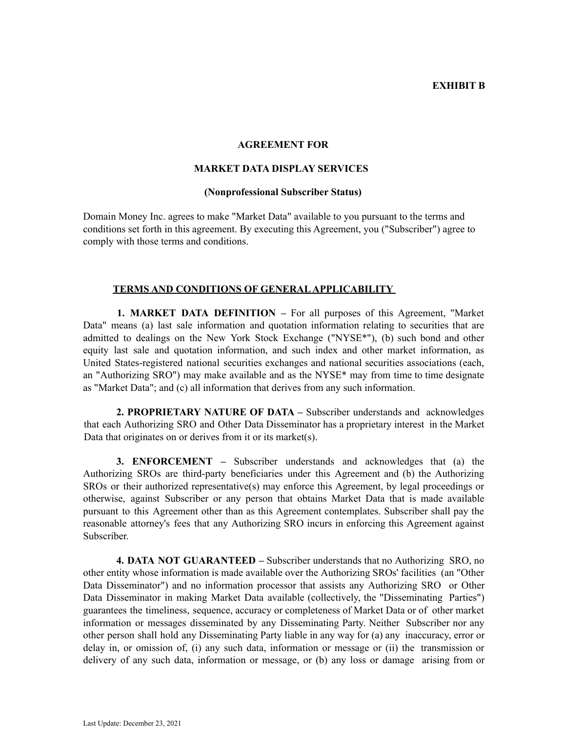**EXHIBIT B**

# AGREEMENT FOR

# MARKET DATA DISPLAY SERVICES

## (Nonprofessional Subscriber Status)

Domain Money Inc. agrees to make "Market Data" available to you pursuant to the terms and conditions set forth in this agreement. By executing this Agreement, you ("Subscriber") agree to comply with those terms and conditions.

## TERMS AND CONDITIONS OF GENERAL APPLICABILITY

**1. MARKET DATA DEFINITION –** For all purposes of this Agreement, "Market Data" means (a) last sale information and quotation information relating to securities that are admitted to dealings on the New York Stock Exchange ("NYSE*"), (b) such bond and other equity last sale and quotation information, and such index and other market information, as United States-registered national securities exchanges and national securities associations (each, an "Authorizing SRO") may make available and as the NYSE* may from time to time designate as "Market Data"; and (c) all information that derives from any such information.

**2. PROPRIETARY NATURE OF DATA –** Subscriber understands and acknowledges that each Authorizing SRO and Other Data Disseminator has a proprietary interest in the Market Data that originates on or derives from it or its market(s).

**3. ENFORCEMENT –** Subscriber understands and acknowledges that (a) the Authorizing SROs are third-party beneficiaries under this Agreement and (b) the Authorizing SROs or their authorized representative(s) may enforce this Agreement, by legal proceedings or otherwise, against Subscriber or any person that obtains Market Data that is made available pursuant to this Agreement other than as this Agreement contemplates. Subscriber shall pay the reasonable attorney's fees that any Authorizing SRO incurs in enforcing this Agreement against Subscriber.

**4. DATA NOT GUARANTEED –** Subscriber understands that no Authorizing SRO, no other entity whose information is made available over the Authorizing SROs' facilities (an "Other Data Disseminator") and no information processor that assists any Authorizing SRO or Other Data Disseminator in making Market Data available (collectively, the "Disseminating Parties") guarantees the timeliness, sequence, accuracy or completeness of Market Data or of other market information or messages disseminated by any Disseminating Party. Neither Subscriber nor any other person shall hold any Disseminating Party liable in any way for (a) any inaccuracy, error or delay in, or omission of, (i) any such data, information or message or (ii) the transmission or delivery of any such data, information or message, or (b) any loss or damage arising from or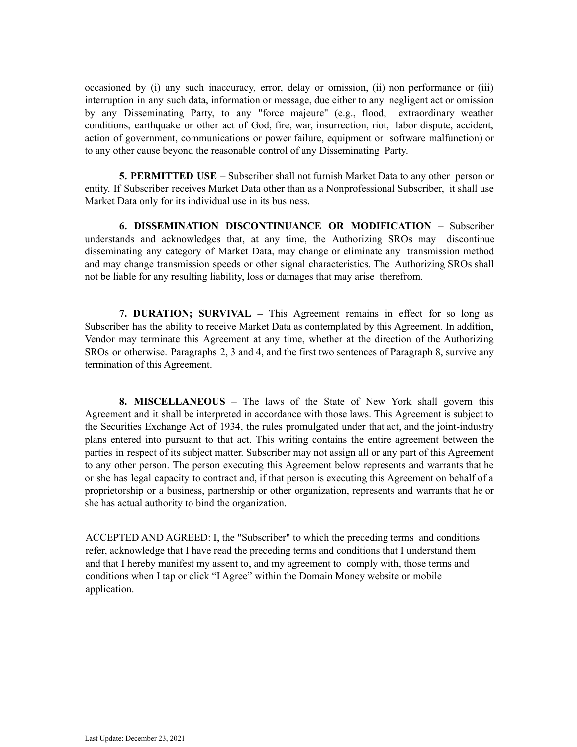occasioned by (i) any such inaccuracy, error, delay or omission, (ii) non performance or (iii) interruption in any such data, information or message, due either to any negligent act or omission by any Disseminating Party, to any "force majeure" (e.g., flood, extraordinary weather conditions, earthquake or other act of God, fire, war, insurrection, riot, labor dispute, accident, action of government, communications or power failure, equipment or software malfunction) or to any other cause beyond the reasonable control of any Disseminating Party.

**5. PERMITTED USE** – Subscriber shall not furnish Market Data to any other person or entity. If Subscriber receives Market Data other than as a Nonprofessional Subscriber, it shall use Market Data only for its individual use in its business.

**6. DISSEMINATION DISCONTINUANCE OR MODIFICATION –** Subscriber understands and acknowledges that, at any time, the Authorizing SROs may discontinue disseminating any category of Market Data, may change or eliminate any transmission method and may change transmission speeds or other signal characteristics. The Authorizing SROs shall not be liable for any resulting liability, loss or damages that may arise therefrom.

**7. DURATION; SURVIVAL –** This Agreement remains in effect for so long as Subscriber has the ability to receive Market Data as contemplated by this Agreement. In addition, Vendor may terminate this Agreement at any time, whether at the direction of the Authorizing SROs or otherwise. Paragraphs 2, 3 and 4, and the first two sentences of Paragraph 8, survive any termination of this Agreement.

**8. MISCELLANEOUS** – The laws of the State of New York shall govern this Agreement and it shall be interpreted in accordance with those laws. This Agreement is subject to the Securities Exchange Act of 1934, the rules promulgated under that act, and the joint-industry plans entered into pursuant to that act. This writing contains the entire agreement between the parties in respect of its subject matter. Subscriber may not assign all or any part of this Agreement to any other person. The person executing this Agreement below represents and warrants that he or she has legal capacity to contract and, if that person is executing this Agreement on behalf of a proprietorship or a business, partnership or other organization, represents and warrants that he or she has actual authority to bind the organization.

ACCEPTED AND AGREED: I, the "Subscriber" to which the preceding terms and conditions refer, acknowledge that I have read the preceding terms and conditions that I understand them and that I hereby manifest my assent to, and my agreement to comply with, those terms and conditions when I tap or click "I Agree" within the Domain Money website or mobile application.

Last Update: December 23, 2021